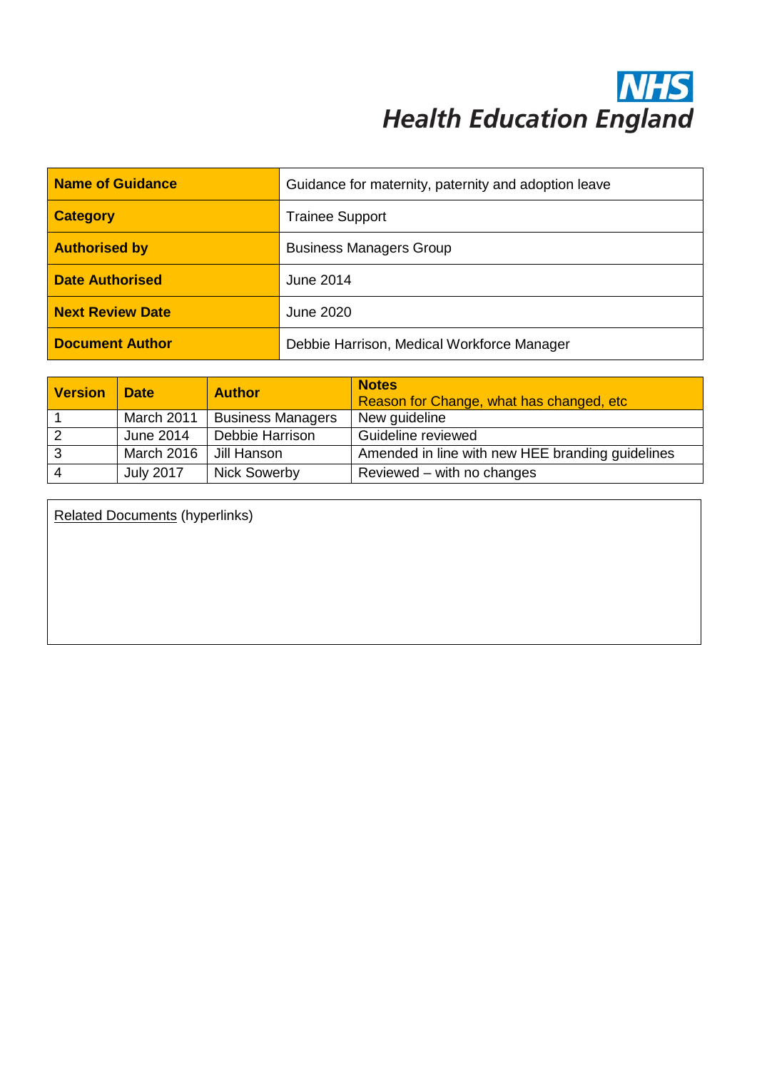NHS
Health Education England

| Name of Guidance | Guidance for maternity, paternity and adoption leave |
| --- | --- |
| Category | Trainee Support |
| Authorised by | Business Managers Group |
| Date Authorised | June 2014 |
| Next Review Date | June 2020 |
| Document Author | Debbie Harrison, Medical Workforce Manager |

| Version | Date | Author | Notes<br>Reason for Change, what has changed, etc |
| --- | --- | --- | --- |
| 1 | March 2011 | Business Managers | New guideline |
| 2 | June 2014 | Debbie Harrison | Guideline reviewed |
| 3 | March 2016 | Jill Hanson | Amended in line with new HEE branding guidelines |
| 4 | July 2017 | Nick Sowerby | Reviewed – with no changes |

Related Documents (hyperlinks)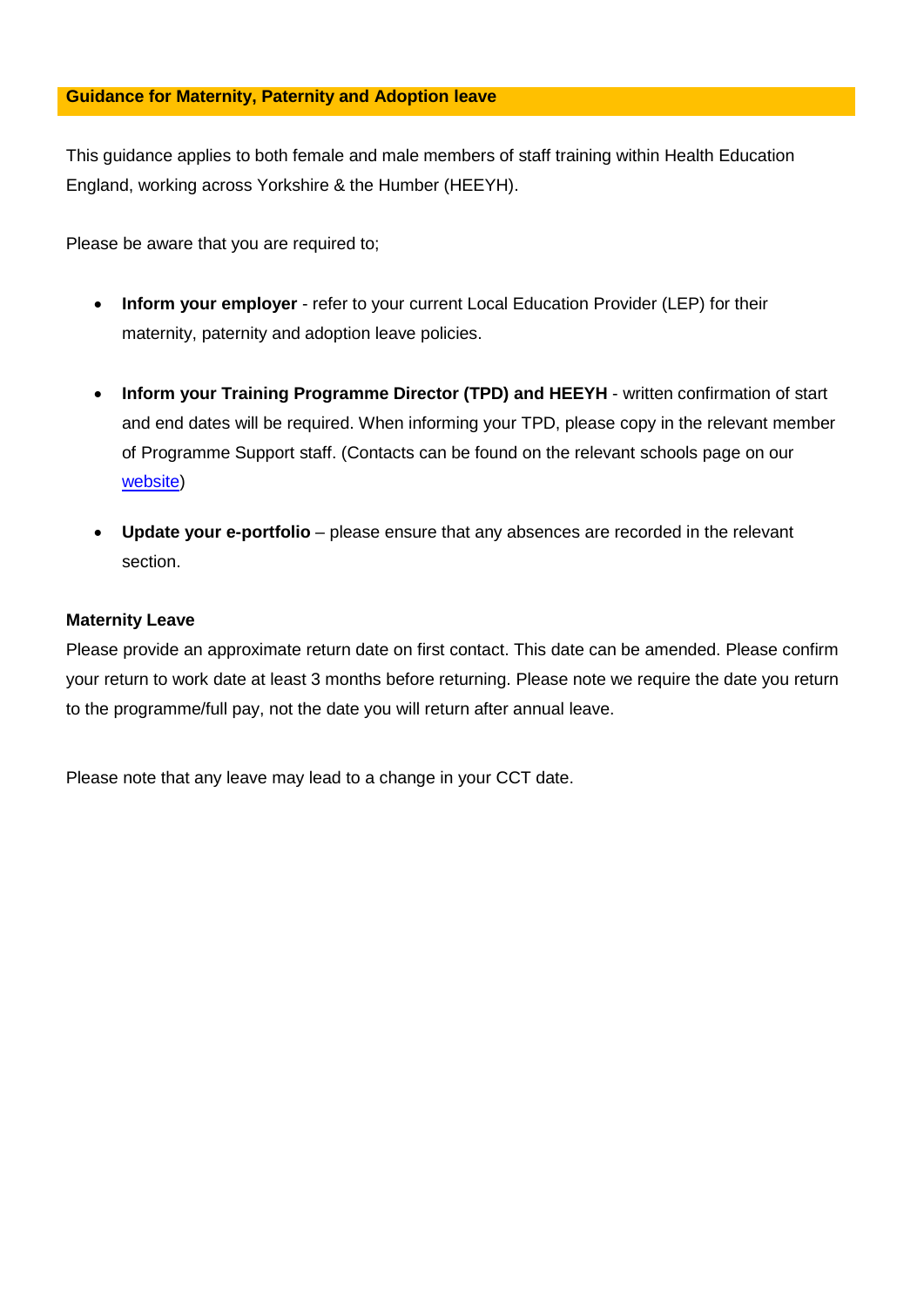## Guidance for Maternity, Paternity and Adoption leave

This guidance applies to both female and male members of staff training within Health Education England, working across Yorkshire & the Humber (HEEYH).

Please be aware that you are required to;

- **Inform your employer** - refer to your current Local Education Provider (LEP) for their maternity, paternity and adoption leave policies.
- **Inform your Training Programme Director (TPD) and HEEYH** - written confirmation of start and end dates will be required. When informing your TPD, please copy in the relevant member of Programme Support staff. (Contacts can be found on the relevant schools page on our website)
- **Update your e-portfolio** – please ensure that any absences are recorded in the relevant section.

**Maternity Leave**

Please provide an approximate return date on first contact. This date can be amended. Please confirm your return to work date at least 3 months before returning. Please note we require the date you return to the programme/full pay, not the date you will return after annual leave.

Please note that any leave may lead to a change in your CCT date.